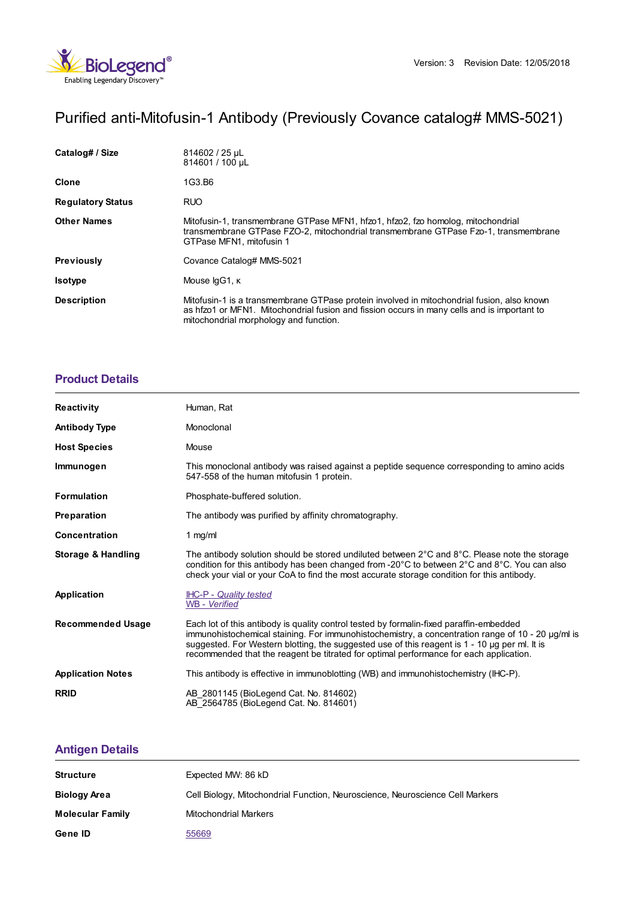Version: 3 Revision Date: 12/05/2018

# Purified anti-Mitofusin-1 Antibody (Previously Covance catalog# MMS-5021)

| | |
|---|---|
| **Catalog# / Size** | 814602 / 25 µL<br>814601 / 100 µL |
| **Clone** | 1G3.B6 |
| **Regulatory Status** | RUO |
| **Other Names** | Mitofusin-1, transmembrane GTPase MFN1, hfzo1, hfzo2, fzo homolog, mitochondrial transmembrane GTPase FZO-2, mitochondrial transmembrane GTPase Fzo-1, transmembrane GTPase MFN1, mitofusin 1 |
| **Previously** | Covance Catalog# MMS-5021 |
| **Isotype** | Mouse IgG1, κ |
| **Description** | Mitofusin-1 is a transmembrane GTPase protein involved in mitochondrial fusion, also known as hfzo1 or MFN1. Mitochondrial fusion and fission occurs in many cells and is important to mitochondrial morphology and function. |

## Product Details

| | |
|---|---|
| **Reactivity** | Human, Rat |
| **Antibody Type** | Monoclonal |
| **Host Species** | Mouse |
| **Immunogen** | This monoclonal antibody was raised against a peptide sequence corresponding to amino acids 547-558 of the human mitofusin 1 protein. |
| **Formulation** | Phosphate-buffered solution. |
| **Preparation** | The antibody was purified by affinity chromatography. |
| **Concentration** | 1 mg/ml |
| **Storage & Handling** | The antibody solution should be stored undiluted between 2°C and 8°C. Please note the storage condition for this antibody has been changed from -20°C to between 2°C and 8°C. You can also check your vial or your CoA to find the most accurate storage condition for this antibody. |
| **Application** | IHC-P - *Quality tested*<br>WB - *Verified* |
| **Recommended Usage** | Each lot of this antibody is quality control tested by formalin-fixed paraffin-embedded immunohistochemical staining. For immunohistochemistry, a concentration range of 10 - 20 µg/ml is suggested. For Western blotting, the suggested use of this reagent is 1 - 10 µg per ml. It is recommended that the reagent be titrated for optimal performance for each application. |
| **Application Notes** | This antibody is effective in immunoblotting (WB) and immunohistochemistry (IHC-P). |
| **RRID** | AB_2801145 (BioLegend Cat. No. 814602)<br>AB_2564785 (BioLegend Cat. No. 814601) |

## Antigen Details

| | |
|---|---|
| **Structure** | Expected MW: 86 kD |
| **Biology Area** | Cell Biology, Mitochondrial Function, Neuroscience, Neuroscience Cell Markers |
| **Molecular Family** | Mitochondrial Markers |
| **Gene ID** | 55669 |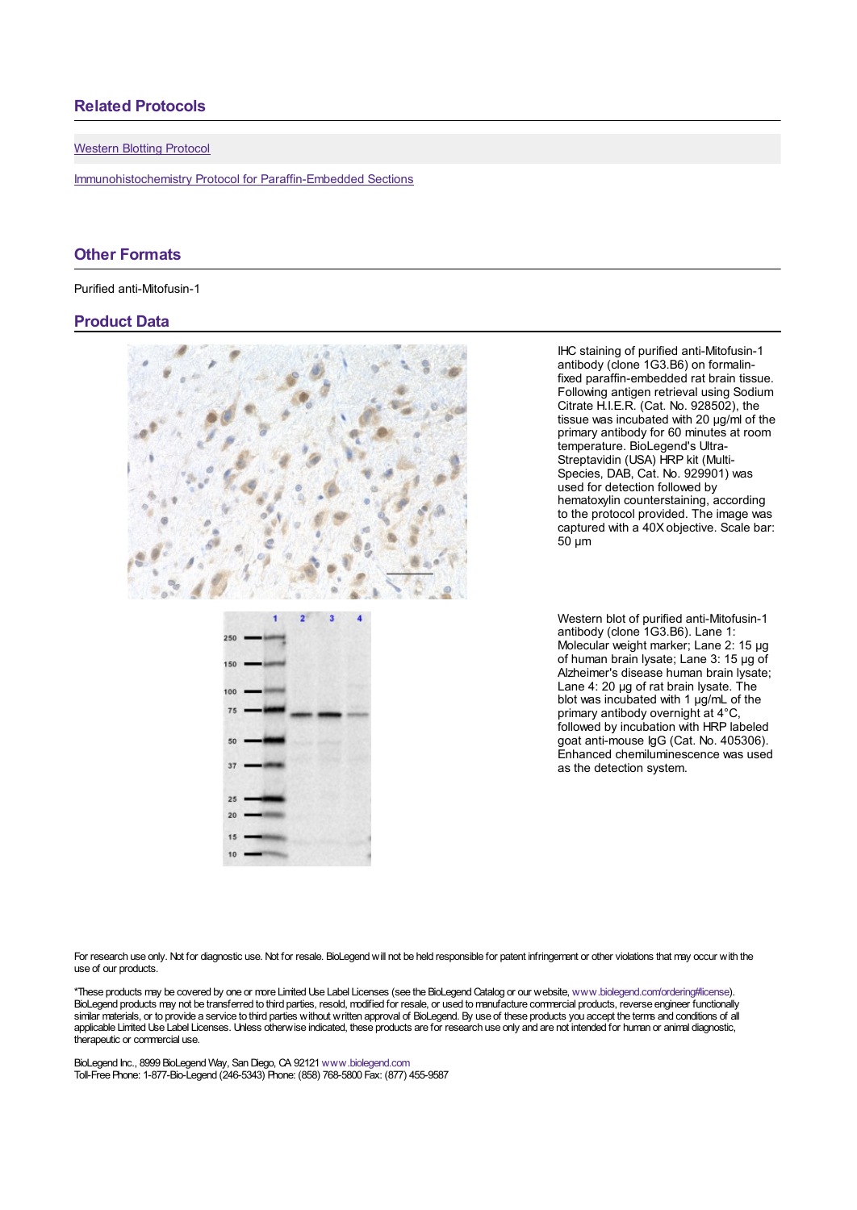## Related Protocols

Western Blotting Protocol

Immunohistochemistry Protocol for Paraffin-Embedded Sections

## Other Formats

Purified anti-Mitofusin-1

## Product Data

IHC staining of purified anti-Mitofusin-1 antibody (clone 1G3.B6) on formalin-fixed paraffin-embedded rat brain tissue. Following antigen retrieval using Sodium Citrate H.I.E.R. (Cat. No. 928502), the tissue was incubated with 20 µg/ml of the primary antibody for 60 minutes at room temperature. BioLegend's Ultra-Streptavidin (USA) HRP kit (Multi-Species, DAB, Cat. No. 929901) was used for detection followed by hematoxylin counterstaining, according to the protocol provided. The image was captured with a 40X objective. Scale bar: 50 µm

1
2
3
4
250
150
100
75
50
37
25
20
15
10

Western blot of purified anti-Mitofusin-1 antibody (clone 1G3.B6). Lane 1: Molecular weight marker; Lane 2: 15 µg of human brain lysate; Lane 3: 15 µg of Alzheimer's disease human brain lysate; Lane 4: 20 µg of rat brain lysate. The blot was incubated with 1 µg/mL of the primary antibody overnight at 4°C, followed by incubation with HRP labeled goat anti-mouse IgG (Cat. No. 405306). Enhanced chemiluminescence was used as the detection system.

For research use only. Not for diagnostic use. Not for resale. BioLegend will not be held responsible for patent infringement or other violations that may occur with the use of our products.

*These products may be covered by one or more Limited Use Label Licenses (see the BioLegend Catalog or our website, www.biolegend.com/ordering#license). BioLegend products may not be transferred to third parties, resold, modified for resale, or used to manufacture commercial products, reverse engineer functionally similar materials, or to provide a service to third parties without written approval of BioLegend. By use of these products you accept the terms and conditions of all applicable Limited Use Label Licenses. Unless otherwise indicated, these products are for research use only and are not intended for human or animal diagnostic, therapeutic or commercial use.

BioLegend Inc., 8999 BioLegend Way, San Diego, CA 92121 www.biolegend.com
Toll-Free Phone: 1-877-Bio-Legend (246-5343) Phone: (858) 768-5800 Fax: (877) 455-9587